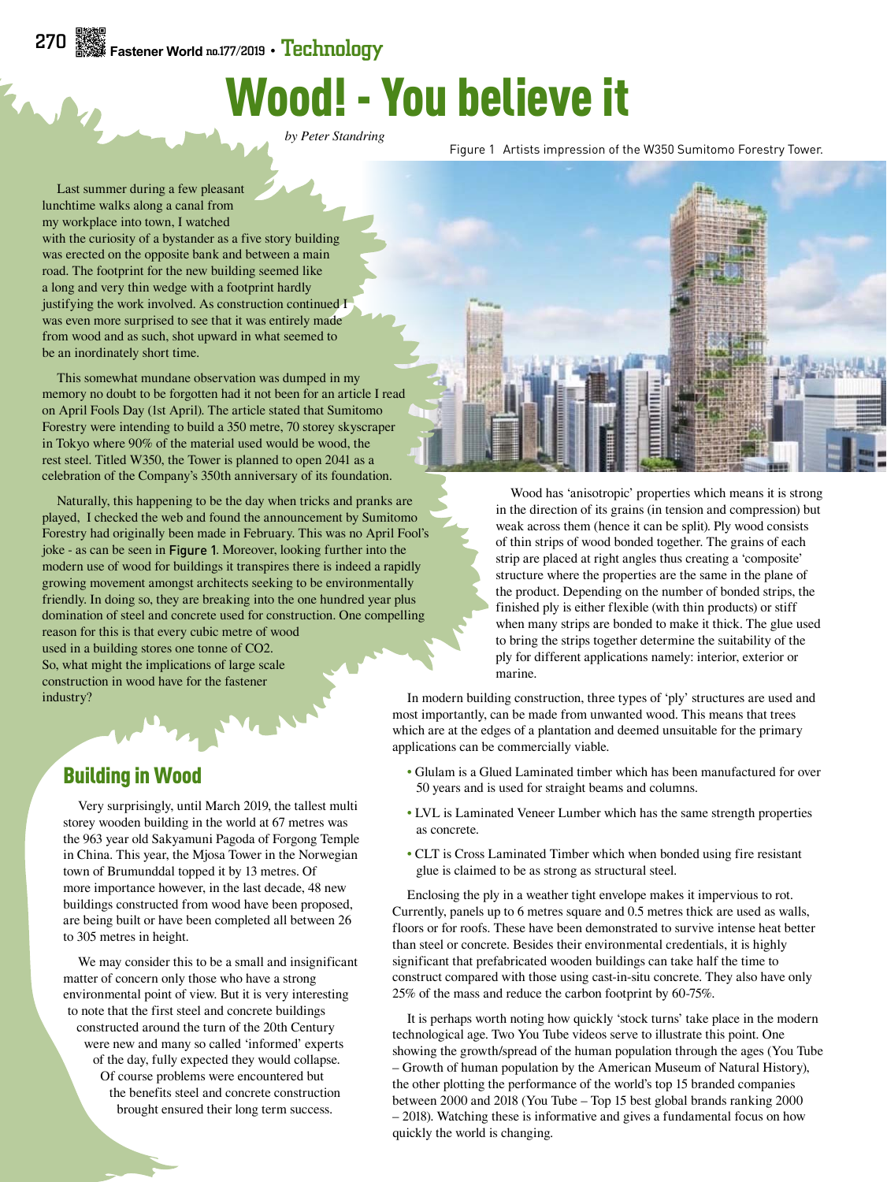# Wood! - You believe it

*by Peter Standring*

Last summer during a few pleasant lunchtime walks along a canal from my workplace into town, I watched with the curiosity of a bystander as a five story building was erected on the opposite bank and between a main road. The footprint for the new building seemed like a long and very thin wedge with a footprint hardly justifying the work involved. As construction continued I was even more surprised to see that it was entirely made from wood and as such, shot upward in what seemed to be an inordinately short time.

This somewhat mundane observation was dumped in my memory no doubt to be forgotten had it not been for an article I read on April Fools Day (1st April). The article stated that Sumitomo Forestry were intending to build a 350 metre, 70 storey skyscraper in Tokyo where 90% of the material used would be wood, the rest steel. Titled W350, the Tower is planned to open 2041 as a celebration of the Company's 350th anniversary of its foundation.

Naturally, this happening to be the day when tricks and pranks are played, I checked the web and found the announcement by Sumitomo Forestry had originally been made in February. This was no April Fool's joke - as can be seen in Figure 1. Moreover, looking further into the modern use of wood for buildings it transpires there is indeed a rapidly growing movement amongst architects seeking to be environmentally friendly. In doing so, they are breaking into the one hundred year plus domination of steel and concrete used for construction. One compelling reason for this is that every cubic metre of wood used in a building stores one tonne of $CO_2$. So, what might the implications of large scale construction in wood have for the fastener industry?

Figure 1 Artists impression of the W350 Sumitomo Forestry Tower.

## Building in Wood

Very surprisingly, until March 2019, the tallest multi storey wooden building in the world at 67 metres was the 963 year old Sakyamuni Pagoda of Forgong Temple in China. This year, the Mjosa Tower in the Norwegian town of Brumunddal topped it by 13 metres. Of more importance however, in the last decade, 48 new buildings constructed from wood have been proposed, are being built or have been completed all between 26 to 305 metres in height.

We may consider this to be a small and insignificant matter of concern only those who have a strong environmental point of view. But it is very interesting to note that the first steel and concrete buildings constructed around the turn of the 20th Century were new and many so called 'informed' experts of the day, fully expected they would collapse. Of course problems were encountered but the benefits steel and concrete construction brought ensured their long term success.

Wood has 'anisotropic' properties which means it is strong in the direction of its grains (in tension and compression) but weak across them (hence it can be split). Ply wood consists of thin strips of wood bonded together. The grains of each strip are placed at right angles thus creating a 'composite' structure where the properties are the same in the plane of the product. Depending on the number of bonded strips, the finished ply is either flexible (with thin products) or stiff when many strips are bonded to make it thick. The glue used to bring the strips together determine the suitability of the ply for different applications namely: interior, exterior or marine.

In modern building construction, three types of 'ply' structures are used and most importantly, can be made from unwanted wood. This means that trees which are at the edges of a plantation and deemed unsuitable for the primary applications can be commercially viable.

- Glulam is a Glued Laminated timber which has been manufactured for over 50 years and is used for straight beams and columns.
- LVL is Laminated Veneer Lumber which has the same strength properties as concrete.
- CLT is Cross Laminated Timber which when bonded using fire resistant glue is claimed to be as strong as structural steel.

Enclosing the ply in a weather tight envelope makes it impervious to rot. Currently, panels up to 6 metres square and 0.5 metres thick are used as walls, floors or for roofs. These have been demonstrated to survive intense heat better than steel or concrete. Besides their environmental credentials, it is highly significant that prefabricated wooden buildings can take half the time to construct compared with those using cast-in-situ concrete. They also have only 25% of the mass and reduce the carbon footprint by 60-75%.

It is perhaps worth noting how quickly 'stock turns' take place in the modern technological age. Two You Tube videos serve to illustrate this point. One showing the growth/spread of the human population through the ages (You Tube – Growth of human population by the American Museum of Natural History), the other plotting the performance of the world's top 15 branded companies between 2000 and 2018 (You Tube – Top 15 best global brands ranking 2000 – 2018). Watching these is informative and gives a fundamental focus on how quickly the world is changing.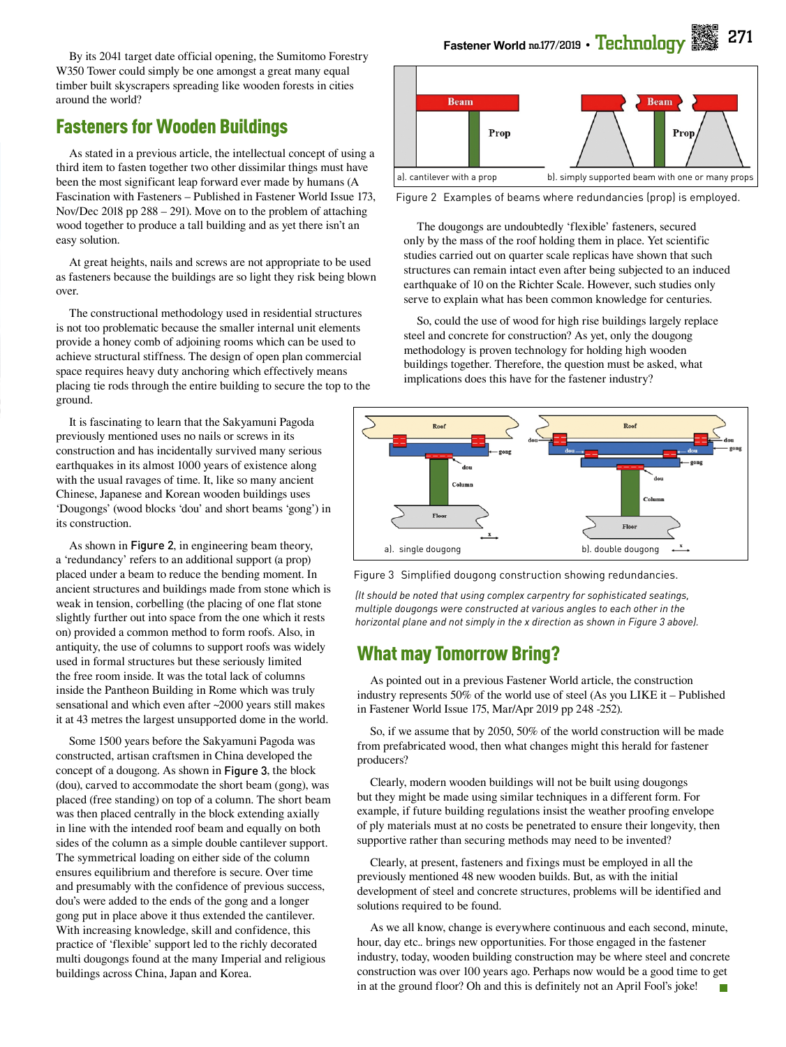By its 2041 target date official opening, the Sumitomo Forestry W350 Tower could simply be one amongst a great many equal timber built skyscrapers spreading like wooden forests in cities around the world?

## Fasteners for Wooden Buildings

As stated in a previous article, the intellectual concept of using a third item to fasten together two other dissimilar things must have been the most significant leap forward ever made by humans (A Fascination with Fasteners – Published in Fastener World Issue 173, Nov/Dec 2018 pp 288 – 291). Move on to the problem of attaching wood together to produce a tall building and as yet there isn't an easy solution.

At great heights, nails and screws are not appropriate to be used as fasteners because the buildings are so light they risk being blown over.

The constructional methodology used in residential structures is not too problematic because the smaller internal unit elements provide a honey comb of adjoining rooms which can be used to achieve structural stiffness. The design of open plan commercial space requires heavy duty anchoring which effectively means placing tie rods through the entire building to secure the top to the ground.

It is fascinating to learn that the Sakyamuni Pagoda previously mentioned uses no nails or screws in its construction and has incidentally survived many serious earthquakes in its almost 1000 years of existence along with the usual ravages of time. It, like so many ancient Chinese, Japanese and Korean wooden buildings uses 'Dougongs' (wood blocks 'dou' and short beams 'gong') in its construction.

As shown in Figure 2, in engineering beam theory, a 'redundancy' refers to an additional support (a prop) placed under a beam to reduce the bending moment. In ancient structures and buildings made from stone which is weak in tension, corbelling (the placing of one flat stone slightly further out into space from the one which it rests on) provided a common method to form roofs. Also, in antiquity, the use of columns to support roofs was widely used in formal structures but these seriously limited the free room inside. It was the total lack of columns inside the Pantheon Building in Rome which was truly sensational and which even after ~2000 years still makes it at 43 metres the largest unsupported dome in the world.

Some 1500 years before the Sakyamuni Pagoda was constructed, artisan craftsmen in China developed the concept of a dougong. As shown in Figure 3, the block (dou), carved to accommodate the short beam (gong), was placed (free standing) on top of a column. The short beam was then placed centrally in the block extending axially in line with the intended roof beam and equally on both sides of the column as a simple double cantilever support. The symmetrical loading on either side of the column ensures equilibrium and therefore is secure. Over time and presumably with the confidence of previous success, dou's were added to the ends of the gong and a longer gong put in place above it thus extended the cantilever. With increasing knowledge, skill and confidence, this practice of 'flexible' support led to the richly decorated multi dougongs found at the many Imperial and religious buildings across China, Japan and Korea.

Beam
Prop
a). cantilever with a prop
Beam
Prop
b). simply supported beam with one or many props

Figure 2 Examples of beams where redundancies (prop) is employed.

The dougongs are undoubtedly 'flexible' fasteners, secured only by the mass of the roof holding them in place. Yet scientific studies carried out on quarter scale replicas have shown that such structures can remain intact even after being subjected to an induced earthquake of 10 on the Richter Scale. However, such studies only serve to explain what has been common knowledge for centuries.

So, could the use of wood for high rise buildings largely replace steel and concrete for construction? As yet, only the dougong methodology is proven technology for holding high wooden buildings together. Therefore, the question must be asked, what implications does this have for the fastener industry?

Roof
gong
dou
Column
Floor
x
a). single dougong
Roof
dou
dou
dou
dou
gong
dou
Column
Floor
x
b). double dougong

Figure 3 Simplified dougong construction showing redundancies.

*(It should be noted that using complex carpentry for sophisticated seatings, multiple dougongs were constructed at various angles to each other in the horizontal plane and not simply in the x direction as shown in Figure 3 above).*

## What may Tomorrow Bring?

As pointed out in a previous Fastener World article, the construction industry represents 50% of the world use of steel (As you LIKE it – Published in Fastener World Issue 175, Mar/Apr 2019 pp 248 -252).

So, if we assume that by 2050, 50% of the world construction will be made from prefabricated wood, then what changes might this herald for fastener producers?

Clearly, modern wooden buildings will not be built using dougongs but they might be made using similar techniques in a different form. For example, if future building regulations insist the weather proofing envelope of ply materials must at no costs be penetrated to ensure their longevity, then supportive rather than securing methods may need to be invented?

Clearly, at present, fasteners and fixings must be employed in all the previously mentioned 48 new wooden builds. But, as with the initial development of steel and concrete structures, problems will be identified and solutions required to be found.

As we all know, change is everywhere continuous and each second, minute, hour, day etc.. brings new opportunities. For those engaged in the fastener industry, today, wooden building construction may be where steel and concrete construction was over 100 years ago. Perhaps now would be a good time to get in at the ground floor? Oh and this is definitely not an April Fool's joke!